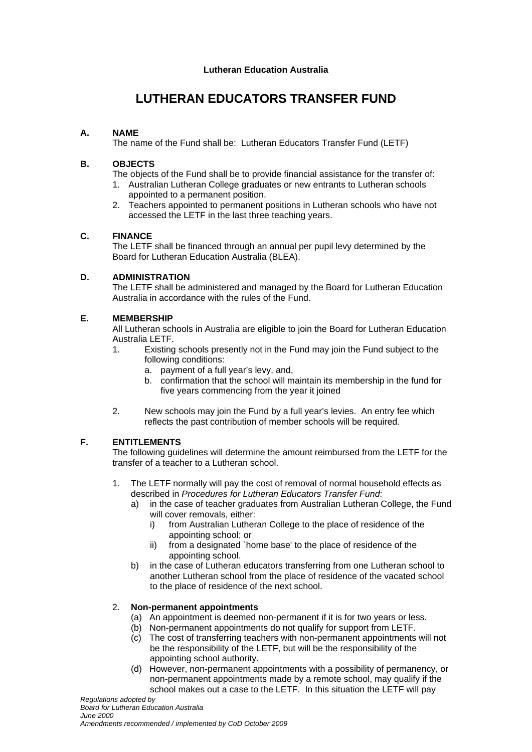**Lutheran Education Australia**

# LUTHERAN EDUCATORS TRANSFER FUND

## A. NAME

The name of the Fund shall be: Lutheran Educators Transfer Fund (LETF)

## B. OBJECTS

The objects of the Fund shall be to provide financial assistance for the transfer of:

1. Australian Lutheran College graduates or new entrants to Lutheran schools appointed to a permanent position.
2. Teachers appointed to permanent positions in Lutheran schools who have not accessed the LETF in the last three teaching years.

## C. FINANCE

The LETF shall be financed through an annual per pupil levy determined by the Board for Lutheran Education Australia (BLEA).

## D. ADMINISTRATION

The LETF shall be administered and managed by the Board for Lutheran Education Australia in accordance with the rules of the Fund.

## E. MEMBERSHIP

All Lutheran schools in Australia are eligible to join the Board for Lutheran Education Australia LETF.

1. Existing schools presently not in the Fund may join the Fund subject to the following conditions:
   a. payment of a full year's levy, and,
   b. confirmation that the school will maintain its membership in the fund for five years commencing from the year it joined
2. New schools may join the Fund by a full year's levies. An entry fee which reflects the past contribution of member schools will be required.

## F. ENTITLEMENTS

The following guidelines will determine the amount reimbursed from the LETF for the transfer of a teacher to a Lutheran school.

1. The LETF normally will pay the cost of removal of normal household effects as described in *Procedures for Lutheran Educators Transfer Fund*:
   a) in the case of teacher graduates from Australian Lutheran College, the Fund will cover removals, either:
      i) from Australian Lutheran College to the place of residence of the appointing school; or
      ii) from a designated `home base' to the place of residence of the appointing school.
   b) in the case of Lutheran educators transferring from one Lutheran school to another Lutheran school from the place of residence of the vacated school to the place of residence of the next school.

2. **Non-permanent appointments**
   (a) An appointment is deemed non-permanent if it is for two years or less.
   (b) Non-permanent appointments do not qualify for support from LETF.
   (c) The cost of transferring teachers with non-permanent appointments will not be the responsibility of the LETF, but will be the responsibility of the appointing school authority.
   (d) However, non-permanent appointments with a possibility of permanency, or non-permanent appointments made by a remote school, may qualify if the school makes out a case to the LETF. In this situation the LETF will pay

*Regulations adopted by*
*Board for Lutheran Education Australia*
*June 2000*
*Amendments recommended / implemented by CoD October 2009*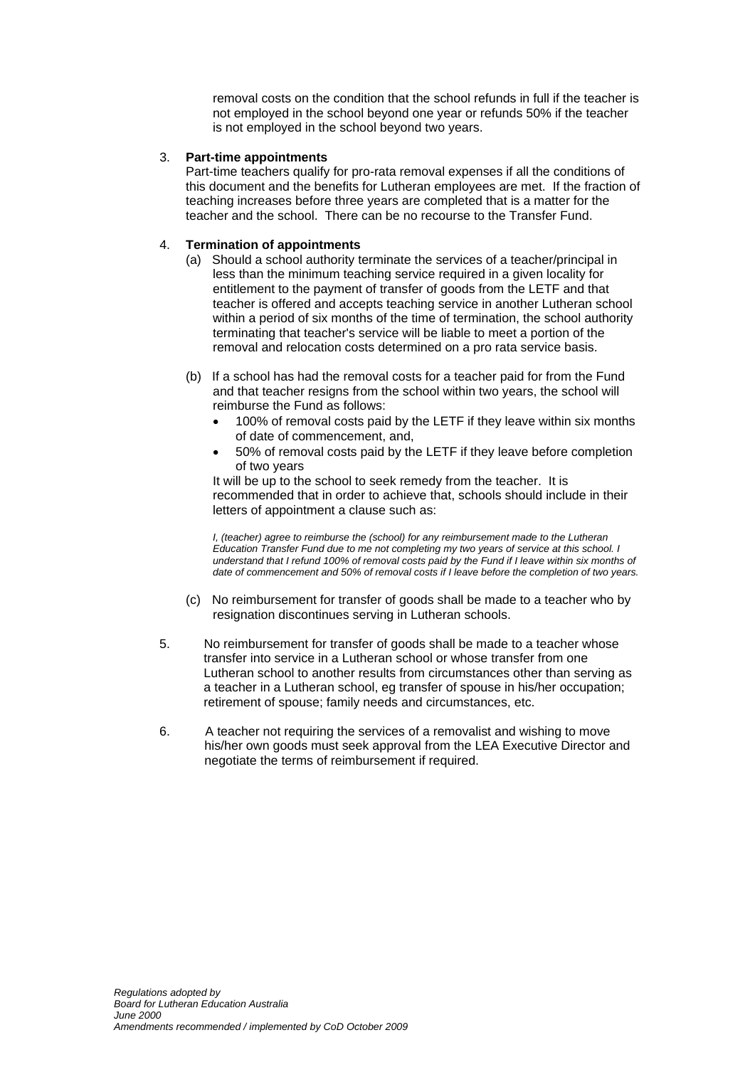removal costs on the condition that the school refunds in full if the teacher is not employed in the school beyond one year or refunds 50% if the teacher is not employed in the school beyond two years.

3. **Part-time appointments**
   Part-time teachers qualify for pro-rata removal expenses if all the conditions of this document and the benefits for Lutheran employees are met. If the fraction of teaching increases before three years are completed that is a matter for the teacher and the school. There can be no recourse to the Transfer Fund.

4. **Termination of appointments**
   (a) Should a school authority terminate the services of a teacher/principal in less than the minimum teaching service required in a given locality for entitlement to the payment of transfer of goods from the LETF and that teacher is offered and accepts teaching service in another Lutheran school within a period of six months of the time of termination, the school authority terminating that teacher's service will be liable to meet a portion of the removal and relocation costs determined on a pro rata service basis.

   (b) If a school has had the removal costs for a teacher paid for from the Fund and that teacher resigns from the school within two years, the school will reimburse the Fund as follows:
   - 100% of removal costs paid by the LETF if they leave within six months of date of commencement, and,
   - 50% of removal costs paid by the LETF if they leave before completion of two years

   It will be up to the school to seek remedy from the teacher. It is recommended that in order to achieve that, schools should include in their letters of appointment a clause such as:

   *I, (teacher) agree to reimburse the (school) for any reimbursement made to the Lutheran Education Transfer Fund due to me not completing my two years of service at this school. I understand that I refund 100% of removal costs paid by the Fund if I leave within six months of date of commencement and 50% of removal costs if I leave before the completion of two years.*

   (c) No reimbursement for transfer of goods shall be made to a teacher who by resignation discontinues serving in Lutheran schools.

5. No reimbursement for transfer of goods shall be made to a teacher whose transfer into service in a Lutheran school or whose transfer from one Lutheran school to another results from circumstances other than serving as a teacher in a Lutheran school, eg transfer of spouse in his/her occupation; retirement of spouse; family needs and circumstances, etc.

6. A teacher not requiring the services of a removalist and wishing to move his/her own goods must seek approval from the LEA Executive Director and negotiate the terms of reimbursement if required.

*Regulations adopted by*
*Board for Lutheran Education Australia*
*June 2000*
*Amendments recommended / implemented by CoD October 2009*